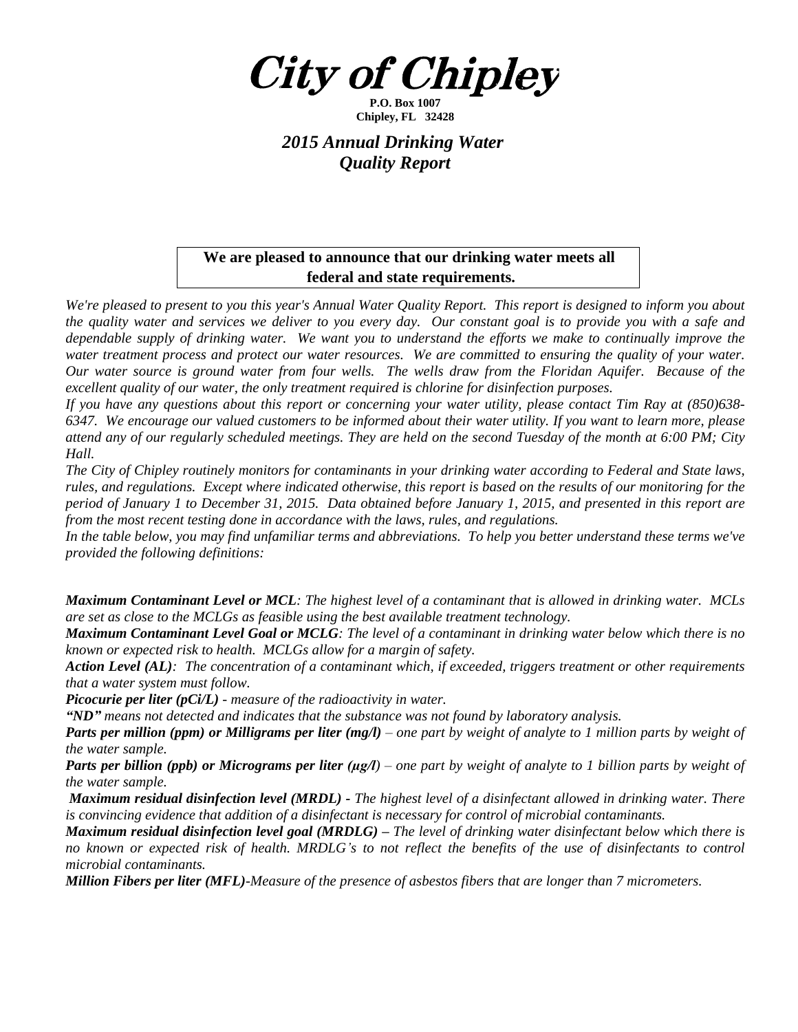# City of Chipley

**P.O. Box 1007**
**Chipley, FL 32428**

## *2015 Annual Drinking Water Quality Report*

**We are pleased to announce that our drinking water meets all federal and state requirements.**

*We're pleased to present to you this year's Annual Water Quality Report. This report is designed to inform you about the quality water and services we deliver to you every day. Our constant goal is to provide you with a safe and dependable supply of drinking water. We want you to understand the efforts we make to continually improve the water treatment process and protect our water resources. We are committed to ensuring the quality of your water. Our water source is ground water from four wells. The wells draw from the Floridan Aquifer. Because of the excellent quality of our water, the only treatment required is chlorine for disinfection purposes.*

*If you have any questions about this report or concerning your water utility, please contact Tim Ray at (850)638-6347. We encourage our valued customers to be informed about their water utility. If you want to learn more, please attend any of our regularly scheduled meetings. They are held on the second Tuesday of the month at 6:00 PM; City Hall.*

*The City of Chipley routinely monitors for contaminants in your drinking water according to Federal and State laws, rules, and regulations. Except where indicated otherwise, this report is based on the results of our monitoring for the period of January 1 to December 31, 2015. Data obtained before January 1, 2015, and presented in this report are from the most recent testing done in accordance with the laws, rules, and regulations.*

*In the table below, you may find unfamiliar terms and abbreviations. To help you better understand these terms we've provided the following definitions:*

***Maximum Contaminant Level or MCL**: The highest level of a contaminant that is allowed in drinking water. MCLs are set as close to the MCLGs as feasible using the best available treatment technology.*

***Maximum Contaminant Level Goal or MCLG**: The level of a contaminant in drinking water below which there is no known or expected risk to health. MCLGs allow for a margin of safety.*

***Action Level (AL)**: The concentration of a contaminant which, if exceeded, triggers treatment or other requirements that a water system must follow.*

***Picocurie per liter (pCi/L)** - measure of the radioactivity in water.*

***"ND"** means not detected and indicates that the substance was not found by laboratory analysis.*

***Parts per million (ppm) or Milligrams per liter (mg/l)** – one part by weight of analyte to 1 million parts by weight of the water sample.*

***Parts per billion (ppb) or Micrograms per liter (µg/l)** – one part by weight of analyte to 1 billion parts by weight of the water sample.*

***Maximum residual disinfection level (MRDL)** - The highest level of a disinfectant allowed in drinking water. There is convincing evidence that addition of a disinfectant is necessary for control of microbial contaminants.*

***Maximum residual disinfection level goal (MRDLG)** – The level of drinking water disinfectant below which there is no known or expected risk of health. MRDLG's to not reflect the benefits of the use of disinfectants to control microbial contaminants.*

***Million Fibers per liter (MFL)**-Measure of the presence of asbestos fibers that are longer than 7 micrometers.*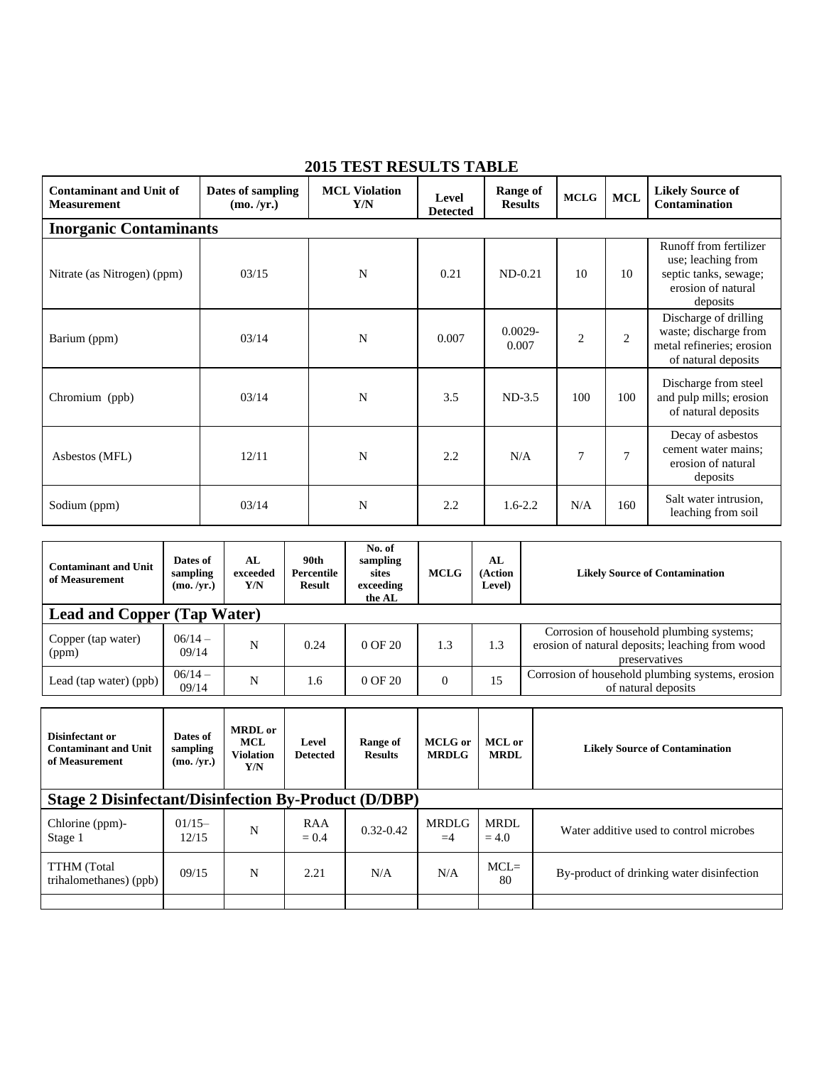# 2015 TEST RESULTS TABLE

| Contaminant and Unit of Measurement | Dates of sampling (mo. /yr.) | MCL Violation Y/N | Level Detected | Range of Results | MCLG | MCL | Likely Source of Contamination |
|---|---|---|---|---|---|---|---|
| **Inorganic Contaminants** | | | | | | | |
| Nitrate (as Nitrogen) (ppm) | 03/15 | N | 0.21 | ND-0.21 | 10 | 10 | Runoff from fertilizer use; leaching from septic tanks, sewage; erosion of natural deposits |
| Barium (ppm) | 03/14 | N | 0.007 | 0.0029-0.007 | 2 | 2 | Discharge of drilling waste; discharge from metal refineries; erosion of natural deposits |
| Chromium (ppb) | 03/14 | N | 3.5 | ND-3.5 | 100 | 100 | Discharge from steel and pulp mills; erosion of natural deposits |
| Asbestos (MFL) | 12/11 | N | 2.2 | N/A | 7 | 7 | Decay of asbestos cement water mains; erosion of natural deposits |
| Sodium (ppm) | 03/14 | N | 2.2 | 1.6-2.2 | N/A | 160 | Salt water intrusion, leaching from soil |

| Contaminant and Unit of Measurement | Dates of sampling (mo. /yr.) | AL exceeded Y/N | 90th Percentile Result | No. of sampling sites exceeding the AL | MCLG | AL (Action Level) | Likely Source of Contamination |
|---|---|---|---|---|---|---|---|
| **Lead and Copper (Tap Water)** | | | | | | | |
| Copper (tap water) (ppm) | 06/14 – 09/14 | N | 0.24 | 0 OF 20 | 1.3 | 1.3 | Corrosion of household plumbing systems; erosion of natural deposits; leaching from wood preservatives |
| Lead (tap water) (ppb) | 06/14 – 09/14 | N | 1.6 | 0 OF 20 | 0 | 15 | Corrosion of household plumbing systems, erosion of natural deposits |

| Disinfectant or Contaminant and Unit of Measurement | Dates of sampling (mo. /yr.) | MRDL or MCL Violation Y/N | Level Detected | Range of Results | MCLG or MRDLG | MCL or MRDL | Likely Source of Contamination |
|---|---|---|---|---|---|---|---|
| **Stage 2 Disinfectant/Disinfection By-Product (D/DBP)** | | | | | | | |
| Chlorine (ppm)-Stage 1 | 01/15– 12/15 | N | RAA = 0.4 | 0.32-0.42 | MRDLG =4 | MRDL = 4.0 | Water additive used to control microbes |
| TTHM (Total trihalomethanes) (ppb) | 09/15 | N | 2.21 | N/A | N/A | MCL= 80 | By-product of drinking water disinfection |
| | | | | | | | |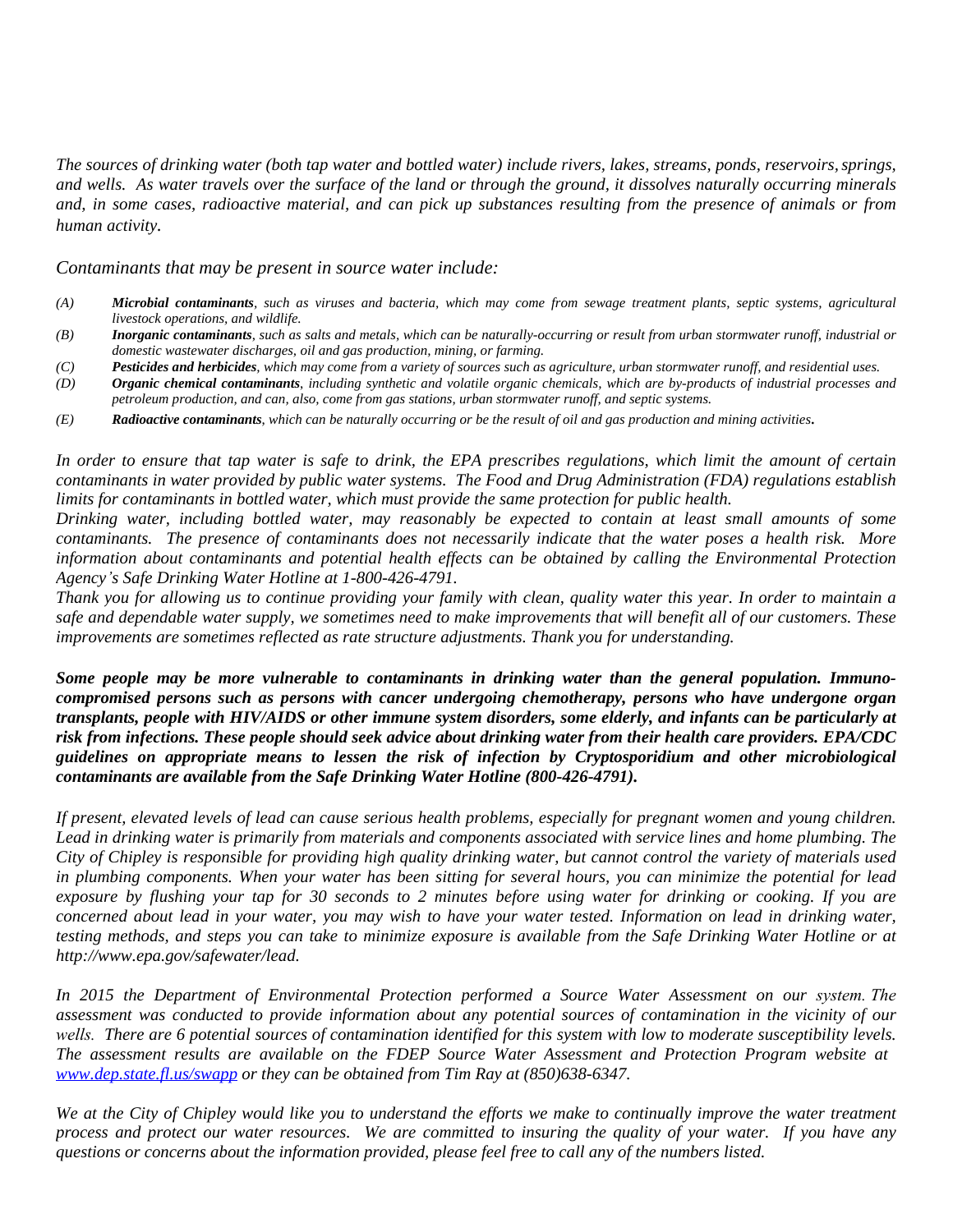*The sources of drinking water (both tap water and bottled water) include rivers, lakes, streams, ponds, reservoirs, springs, and wells. As water travels over the surface of the land or through the ground, it dissolves naturally occurring minerals and, in some cases, radioactive material, and can pick up substances resulting from the presence of animals or from human activity.*

*Contaminants that may be present in source water include:*

- *(A)* ***Microbial contaminants****, such as viruses and bacteria, which may come from sewage treatment plants, septic systems, agricultural livestock operations, and wildlife.*
- *(B)* ***Inorganic contaminants****, such as salts and metals, which can be naturally-occurring or result from urban stormwater runoff, industrial or domestic wastewater discharges, oil and gas production, mining, or farming.*
- *(C)* ***Pesticides and herbicides****, which may come from a variety of sources such as agriculture, urban stormwater runoff, and residential uses.*
- *(D)* ***Organic chemical contaminants****, including synthetic and volatile organic chemicals, which are by-products of industrial processes and petroleum production, and can, also, come from gas stations, urban stormwater runoff, and septic systems.*
- *(E)* ***Radioactive contaminants****, which can be naturally occurring or be the result of oil and gas production and mining activities.*

*In order to ensure that tap water is safe to drink, the EPA prescribes regulations, which limit the amount of certain contaminants in water provided by public water systems. The Food and Drug Administration (FDA) regulations establish limits for contaminants in bottled water, which must provide the same protection for public health.*

*Drinking water, including bottled water, may reasonably be expected to contain at least small amounts of some contaminants. The presence of contaminants does not necessarily indicate that the water poses a health risk. More information about contaminants and potential health effects can be obtained by calling the Environmental Protection Agency's Safe Drinking Water Hotline at 1-800-426-4791.*

*Thank you for allowing us to continue providing your family with clean, quality water this year. In order to maintain a safe and dependable water supply, we sometimes need to make improvements that will benefit all of our customers. These improvements are sometimes reflected as rate structure adjustments. Thank you for understanding.*

***Some people may be more vulnerable to contaminants in drinking water than the general population. Immuno-compromised persons such as persons with cancer undergoing chemotherapy, persons who have undergone organ transplants, people with HIV/AIDS or other immune system disorders, some elderly, and infants can be particularly at risk from infections. These people should seek advice about drinking water from their health care providers. EPA/CDC guidelines on appropriate means to lessen the risk of infection by Cryptosporidium and other microbiological contaminants are available from the Safe Drinking Water Hotline (800-426-4791).***

*If present, elevated levels of lead can cause serious health problems, especially for pregnant women and young children. Lead in drinking water is primarily from materials and components associated with service lines and home plumbing. The City of Chipley is responsible for providing high quality drinking water, but cannot control the variety of materials used in plumbing components. When your water has been sitting for several hours, you can minimize the potential for lead exposure by flushing your tap for 30 seconds to 2 minutes before using water for drinking or cooking. If you are concerned about lead in your water, you may wish to have your water tested. Information on lead in drinking water, testing methods, and steps you can take to minimize exposure is available from the Safe Drinking Water Hotline or at http://www.epa.gov/safewater/lead.*

*In 2015 the Department of Environmental Protection performed a Source Water Assessment on our system. The assessment was conducted to provide information about any potential sources of contamination in the vicinity of our wells. There are 6 potential sources of contamination identified for this system with low to moderate susceptibility levels. The assessment results are available on the FDEP Source Water Assessment and Protection Program website at [www.dep.state.fl.us/swapp](http://www.dep.state.fl.us/swapp) or they can be obtained from Tim Ray at (850)638-6347.*

*We at the City of Chipley would like you to understand the efforts we make to continually improve the water treatment process and protect our water resources. We are committed to insuring the quality of your water. If you have any questions or concerns about the information provided, please feel free to call any of the numbers listed.*